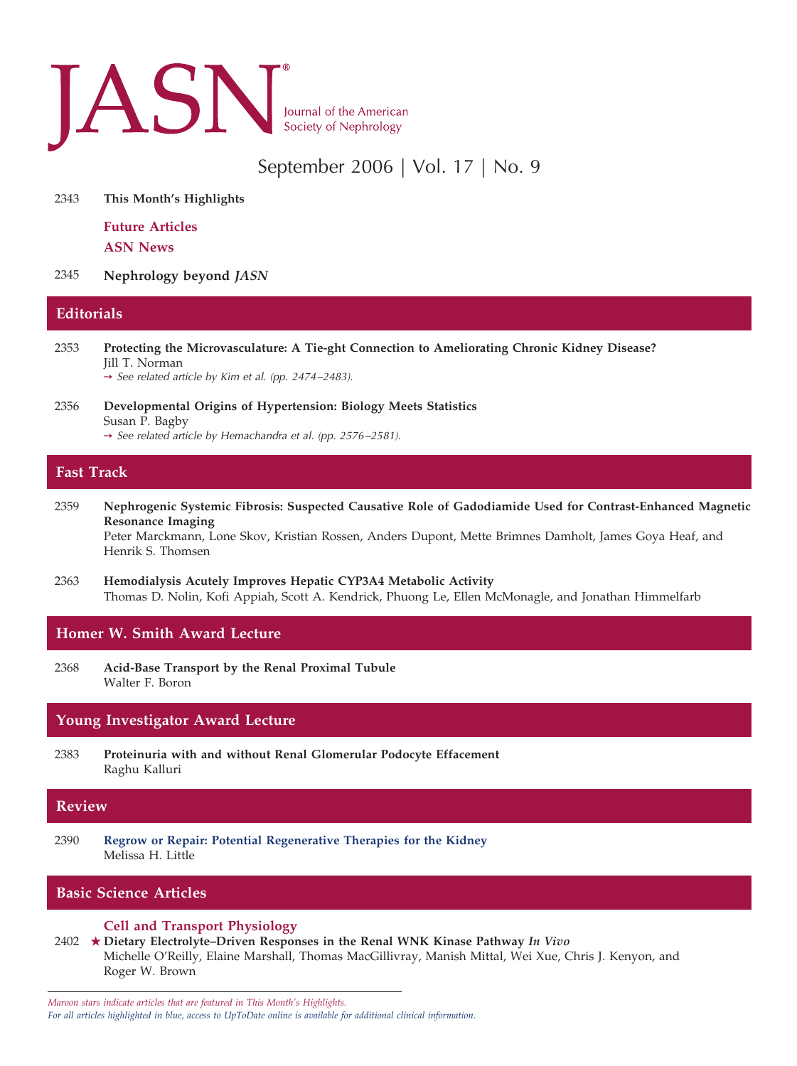# JASN® Journal of the American Society of Nephrology

September 2006 | Vol. 17 | No. 9

2343 **This Month's Highlights**

**Future Articles**

**ASN News**

2345 **Nephrology beyond *JASN***

## Editorials

2353 **Protecting the Microvasculature: A Tie-ght Connection to Ameliorating Chronic Kidney Disease?**
Jill T. Norman
→ *See related article by Kim et al. (pp. 2474–2483).*

2356 **Developmental Origins of Hypertension: Biology Meets Statistics**
Susan P. Bagby
→ *See related article by Hemachandra et al. (pp. 2576–2581).*

## Fast Track

2359 **Nephrogenic Systemic Fibrosis: Suspected Causative Role of Gadodiamide Used for Contrast-Enhanced Magnetic Resonance Imaging**
Peter Marckmann, Lone Skov, Kristian Rossen, Anders Dupont, Mette Brimnes Damholt, James Goya Heaf, and Henrik S. Thomsen

2363 **Hemodialysis Acutely Improves Hepatic CYP3A4 Metabolic Activity**
Thomas D. Nolin, Kofi Appiah, Scott A. Kendrick, Phuong Le, Ellen McMonagle, and Jonathan Himmelfarb

## Homer W. Smith Award Lecture

2368 **Acid-Base Transport by the Renal Proximal Tubule**
Walter F. Boron

## Young Investigator Award Lecture

2383 **Proteinuria with and without Renal Glomerular Podocyte Effacement**
Raghu Kalluri

## Review

2390 **Regrow or Repair: Potential Regenerative Therapies for the Kidney**
Melissa H. Little

## Basic Science Articles

### Cell and Transport Physiology

2402 ★ **Dietary Electrolyte–Driven Responses in the Renal WNK Kinase Pathway *In Vivo***
Michelle O'Reilly, Elaine Marshall, Thomas MacGillivray, Manish Mittal, Wei Xue, Chris J. Kenyon, and Roger W. Brown

*Maroon stars indicate articles that are featured in This Month's Highlights.*
*For all articles highlighted in blue, access to UpToDate online is available for additional clinical information.*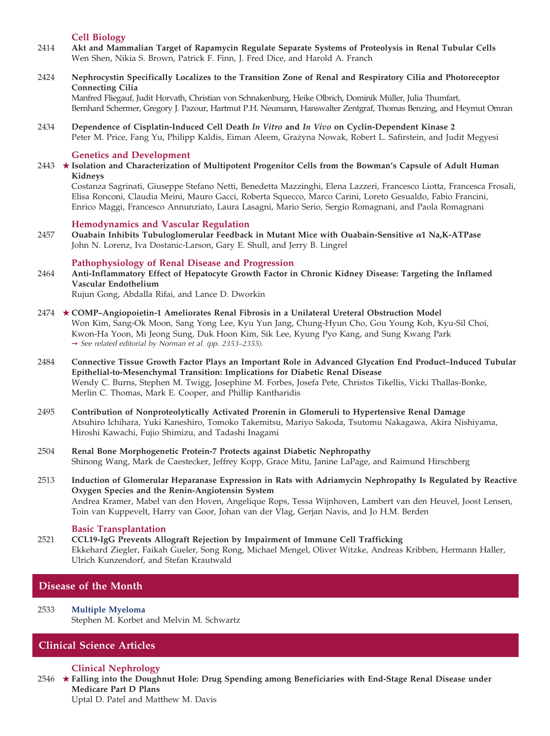### Cell Biology

2414 **Akt and Mammalian Target of Rapamycin Regulate Separate Systems of Proteolysis in Renal Tubular Cells**
Wen Shen, Nikia S. Brown, Patrick F. Finn, J. Fred Dice, and Harold A. Franch

2424 **Nephrocystin Specifically Localizes to the Transition Zone of Renal and Respiratory Cilia and Photoreceptor Connecting Cilia**
Manfred Fliegauf, Judit Horvath, Christian von Schnakenburg, Heike Olbrich, Dominik Müller, Julia Thumfart, Bernhard Schermer, Gregory J. Pazour, Hartmut P.H. Neumann, Hanswalter Zentgraf, Thomas Benzing, and Heymut Omran

2434 **Dependence of Cisplatin-Induced Cell Death *In Vitro* and *In Vivo* on Cyclin-Dependent Kinase 2**
Peter M. Price, Fang Yu, Philipp Kaldis, Eiman Aleem, Grażyna Nowak, Robert L. Safirstein, and Judit Megyesi

### Genetics and Development

2443 ★ **Isolation and Characterization of Multipotent Progenitor Cells from the Bowman's Capsule of Adult Human Kidneys**
Costanza Sagrinati, Giuseppe Stefano Netti, Benedetta Mazzinghi, Elena Lazzeri, Francesco Liotta, Francesca Frosali, Elisa Ronconi, Claudia Meini, Mauro Gacci, Roberta Squecco, Marco Carini, Loreto Gesualdo, Fabio Francini, Enrico Maggi, Francesco Annunziato, Laura Lasagni, Mario Serio, Sergio Romagnani, and Paola Romagnani

### Hemodynamics and Vascular Regulation

2457 **Ouabain Inhibits Tubuloglomerular Feedback in Mutant Mice with Ouabain-Sensitive $\alpha$1 Na,K-ATPase**
John N. Lorenz, Iva Dostanic-Larson, Gary E. Shull, and Jerry B. Lingrel

### Pathophysiology of Renal Disease and Progression

2464 **Anti-Inflammatory Effect of Hepatocyte Growth Factor in Chronic Kidney Disease: Targeting the Inflamed Vascular Endothelium**
Rujun Gong, Abdalla Rifai, and Lance D. Dworkin

2474 ★ **COMP–Angiopoietin-1 Ameliorates Renal Fibrosis in a Unilateral Ureteral Obstruction Model**
Won Kim, Sang-Ok Moon, Sang Yong Lee, Kyu Yun Jang, Chung-Hyun Cho, Gou Young Koh, Kyu-Sil Choi, Kwon-Ha Yoon, Mi Jeong Sung, Duk Hoon Kim, Sik Lee, Kyung Pyo Kang, and Sung Kwang Park
→ *See related editorial by Norman et al. (pp. 2353–2355).*

2484 **Connective Tissue Growth Factor Plays an Important Role in Advanced Glycation End Product–Induced Tubular Epithelial-to-Mesenchymal Transition: Implications for Diabetic Renal Disease**
Wendy C. Burns, Stephen M. Twigg, Josephine M. Forbes, Josefa Pete, Christos Tikellis, Vicki Thallas-Bonke, Merlin C. Thomas, Mark E. Cooper, and Phillip Kantharidis

2495 **Contribution of Nonproteolytically Activated Prorenin in Glomeruli to Hypertensive Renal Damage**
Atsuhiro Ichihara, Yuki Kaneshiro, Tomoko Takemitsu, Mariyo Sakoda, Tsutomu Nakagawa, Akira Nishiyama, Hiroshi Kawachi, Fujio Shimizu, and Tadashi Inagami

2504 **Renal Bone Morphogenetic Protein-7 Protects against Diabetic Nephropathy**
Shinong Wang, Mark de Caestecker, Jeffrey Kopp, Grace Mitu, Janine LaPage, and Raimund Hirschberg

2513 **Induction of Glomerular Heparanase Expression in Rats with Adriamycin Nephropathy Is Regulated by Reactive Oxygen Species and the Renin-Angiotensin System**
Andrea Kramer, Mabel van den Hoven, Angelique Rops, Tessa Wijnhoven, Lambert van den Heuvel, Joost Lensen, Toin van Kuppevelt, Harry van Goor, Johan van der Vlag, Gerjan Navis, and Jo H.M. Berden

### Basic Transplantation

2521 **CCL19-IgG Prevents Allograft Rejection by Impairment of Immune Cell Trafficking**
Ekkehard Ziegler, Faikah Gueler, Song Rong, Michael Mengel, Oliver Witzke, Andreas Kribben, Hermann Haller, Ulrich Kunzendorf, and Stefan Krautwald

## Disease of the Month

2533 **Multiple Myeloma**
Stephen M. Korbet and Melvin M. Schwartz

## Clinical Science Articles

### Clinical Nephrology

2546 ★ **Falling into the Doughnut Hole: Drug Spending among Beneficiaries with End-Stage Renal Disease under Medicare Part D Plans**
Uptal D. Patel and Matthew M. Davis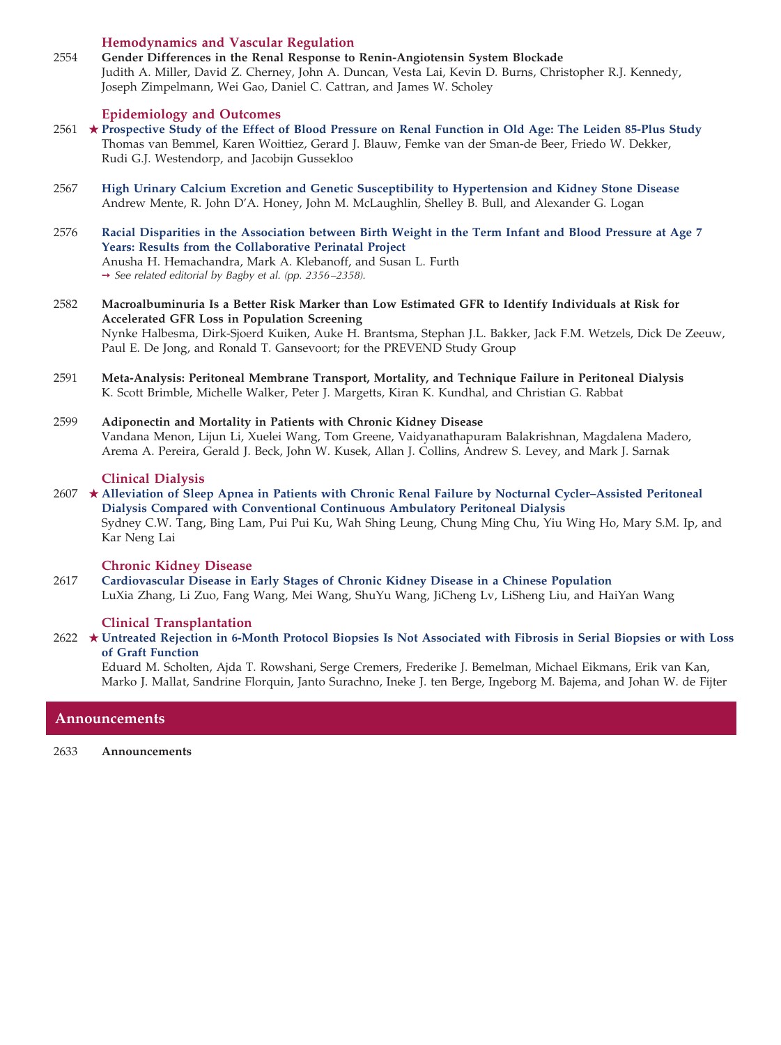### Hemodynamics and Vascular Regulation

2554 **Gender Differences in the Renal Response to Renin-Angiotensin System Blockade**
Judith A. Miller, David Z. Cherney, John A. Duncan, Vesta Lai, Kevin D. Burns, Christopher R.J. Kennedy, Joseph Zimpelmann, Wei Gao, Daniel C. Cattran, and James W. Scholey

### Epidemiology and Outcomes

2561 ★ **Prospective Study of the Effect of Blood Pressure on Renal Function in Old Age: The Leiden 85-Plus Study**
Thomas van Bemmel, Karen Woittiez, Gerard J. Blauw, Femke van der Sman-de Beer, Friedo W. Dekker, Rudi G.J. Westendorp, and Jacobijn Gussekloo

2567 **High Urinary Calcium Excretion and Genetic Susceptibility to Hypertension and Kidney Stone Disease**
Andrew Mente, R. John D'A. Honey, John M. McLaughlin, Shelley B. Bull, and Alexander G. Logan

2576 **Racial Disparities in the Association between Birth Weight in the Term Infant and Blood Pressure at Age 7 Years: Results from the Collaborative Perinatal Project**
Anusha H. Hemachandra, Mark A. Klebanoff, and Susan L. Furth
→ *See related editorial by Bagby et al. (pp. 2356–2358).*

2582 **Macroalbuminuria Is a Better Risk Marker than Low Estimated GFR to Identify Individuals at Risk for Accelerated GFR Loss in Population Screening**
Nynke Halbesma, Dirk-Sjoerd Kuiken, Auke H. Brantsma, Stephan J.L. Bakker, Jack F.M. Wetzels, Dick De Zeeuw, Paul E. De Jong, and Ronald T. Gansevoort; for the PREVEND Study Group

2591 **Meta-Analysis: Peritoneal Membrane Transport, Mortality, and Technique Failure in Peritoneal Dialysis**
K. Scott Brimble, Michelle Walker, Peter J. Margetts, Kiran K. Kundhal, and Christian G. Rabbat

2599 **Adiponectin and Mortality in Patients with Chronic Kidney Disease**
Vandana Menon, Lijun Li, Xuelei Wang, Tom Greene, Vaidyanathapuram Balakrishnan, Magdalena Madero, Arema A. Pereira, Gerald J. Beck, John W. Kusek, Allan J. Collins, Andrew S. Levey, and Mark J. Sarnak

### Clinical Dialysis

2607 ★ **Alleviation of Sleep Apnea in Patients with Chronic Renal Failure by Nocturnal Cycler–Assisted Peritoneal Dialysis Compared with Conventional Continuous Ambulatory Peritoneal Dialysis**
Sydney C.W. Tang, Bing Lam, Pui Pui Ku, Wah Shing Leung, Chung Ming Chu, Yiu Wing Ho, Mary S.M. Ip, and Kar Neng Lai

### Chronic Kidney Disease

2617 **Cardiovascular Disease in Early Stages of Chronic Kidney Disease in a Chinese Population**
LuXia Zhang, Li Zuo, Fang Wang, Mei Wang, ShuYu Wang, JiCheng Lv, LiSheng Liu, and HaiYan Wang

### Clinical Transplantation

2622 ★ **Untreated Rejection in 6-Month Protocol Biopsies Is Not Associated with Fibrosis in Serial Biopsies or with Loss of Graft Function**
Eduard M. Scholten, Ajda T. Rowshani, Serge Cremers, Frederike J. Bemelman, Michael Eikmans, Erik van Kan, Marko J. Mallat, Sandrine Florquin, Janto Surachno, Ineke J. ten Berge, Ingeborg M. Bajema, and Johan W. de Fijter

## Announcements

2633 **Announcements**